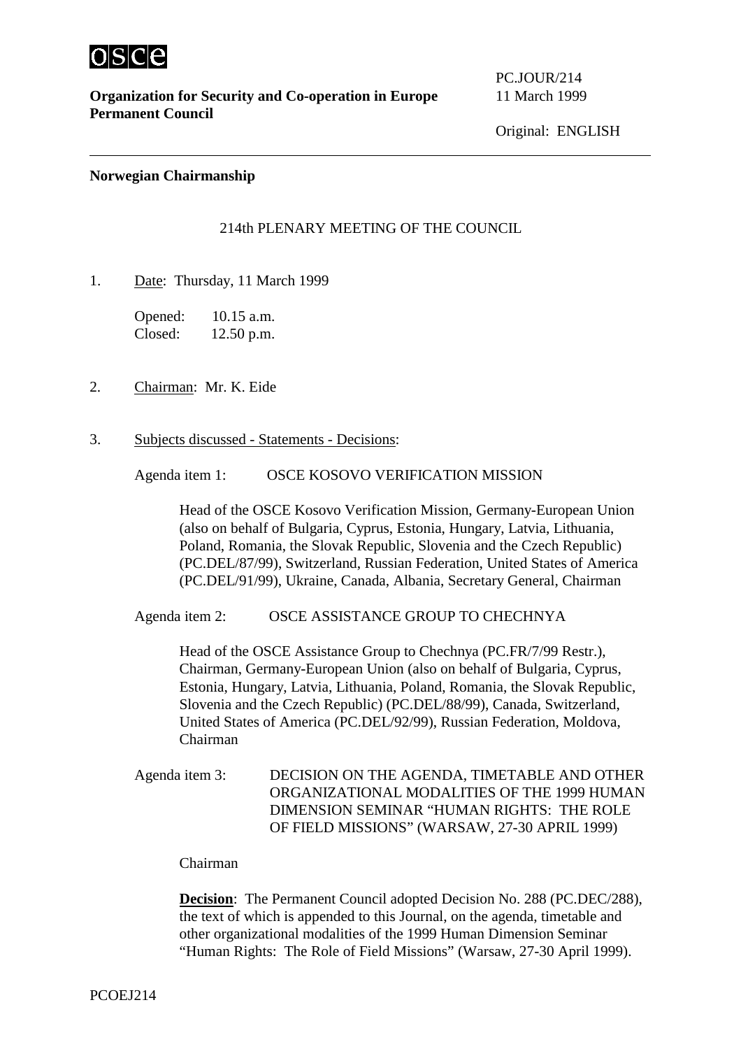**Organization for Security and Co-operation in Europe**
**Permanent Council**

PC.JOUR/214
11 March 1999

Original: ENGLISH

**Norwegian Chairmanship**

214th PLENARY MEETING OF THE COUNCIL

1. Date: Thursday, 11 March 1999

   Opened: 10.15 a.m.
   Closed: 12.50 p.m.

2. Chairman: Mr. K. Eide

3. Subjects discussed - Statements - Decisions:

   Agenda item 1: OSCE KOSOVO VERIFICATION MISSION

   Head of the OSCE Kosovo Verification Mission, Germany-European Union (also on behalf of Bulgaria, Cyprus, Estonia, Hungary, Latvia, Lithuania, Poland, Romania, the Slovak Republic, Slovenia and the Czech Republic) (PC.DEL/87/99), Switzerland, Russian Federation, United States of America (PC.DEL/91/99), Ukraine, Canada, Albania, Secretary General, Chairman

   Agenda item 2: OSCE ASSISTANCE GROUP TO CHECHNYA

   Head of the OSCE Assistance Group to Chechnya (PC.FR/7/99 Restr.), Chairman, Germany-European Union (also on behalf of Bulgaria, Cyprus, Estonia, Hungary, Latvia, Lithuania, Poland, Romania, the Slovak Republic, Slovenia and the Czech Republic) (PC.DEL/88/99), Canada, Switzerland, United States of America (PC.DEL/92/99), Russian Federation, Moldova, Chairman

   Agenda item 3: DECISION ON THE AGENDA, TIMETABLE AND OTHER ORGANIZATIONAL MODALITIES OF THE 1999 HUMAN DIMENSION SEMINAR "HUMAN RIGHTS: THE ROLE OF FIELD MISSIONS" (WARSAW, 27-30 APRIL 1999)

   Chairman

   **Decision**: The Permanent Council adopted Decision No. 288 (PC.DEC/288), the text of which is appended to this Journal, on the agenda, timetable and other organizational modalities of the 1999 Human Dimension Seminar "Human Rights: The Role of Field Missions" (Warsaw, 27-30 April 1999).

PCOEJ214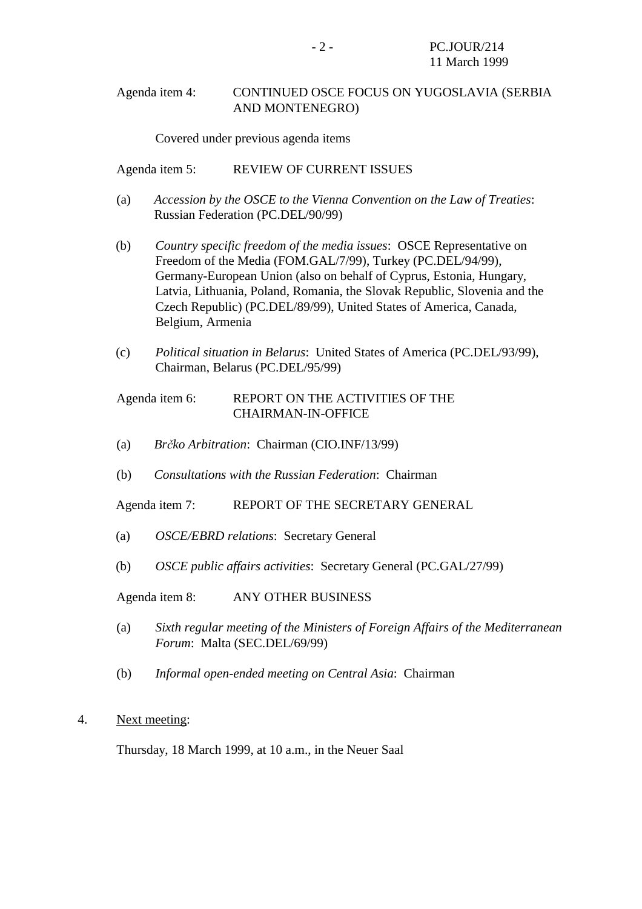Agenda item 4: CONTINUED OSCE FOCUS ON YUGOSLAVIA (SERBIA AND MONTENEGRO)

Covered under previous agenda items

Agenda item 5: REVIEW OF CURRENT ISSUES

(a) *Accession by the OSCE to the Vienna Convention on the Law of Treaties*: Russian Federation (PC.DEL/90/99)

(b) *Country specific freedom of the media issues*: OSCE Representative on Freedom of the Media (FOM.GAL/7/99), Turkey (PC.DEL/94/99), Germany-European Union (also on behalf of Cyprus, Estonia, Hungary, Latvia, Lithuania, Poland, Romania, the Slovak Republic, Slovenia and the Czech Republic) (PC.DEL/89/99), United States of America, Canada, Belgium, Armenia

(c) *Political situation in Belarus*: United States of America (PC.DEL/93/99), Chairman, Belarus (PC.DEL/95/99)

Agenda item 6: REPORT ON THE ACTIVITIES OF THE CHAIRMAN-IN-OFFICE

(a) *Brčko Arbitration*: Chairman (CIO.INF/13/99)

(b) *Consultations with the Russian Federation*: Chairman

Agenda item 7: REPORT OF THE SECRETARY GENERAL

(a) *OSCE/EBRD relations*: Secretary General

(b) *OSCE public affairs activities*: Secretary General (PC.GAL/27/99)

Agenda item 8: ANY OTHER BUSINESS

(a) *Sixth regular meeting of the Ministers of Foreign Affairs of the Mediterranean Forum*: Malta (SEC.DEL/69/99)

(b) *Informal open-ended meeting on Central Asia*: Chairman

4. Next meeting:

Thursday, 18 March 1999, at 10 a.m., in the Neuer Saal